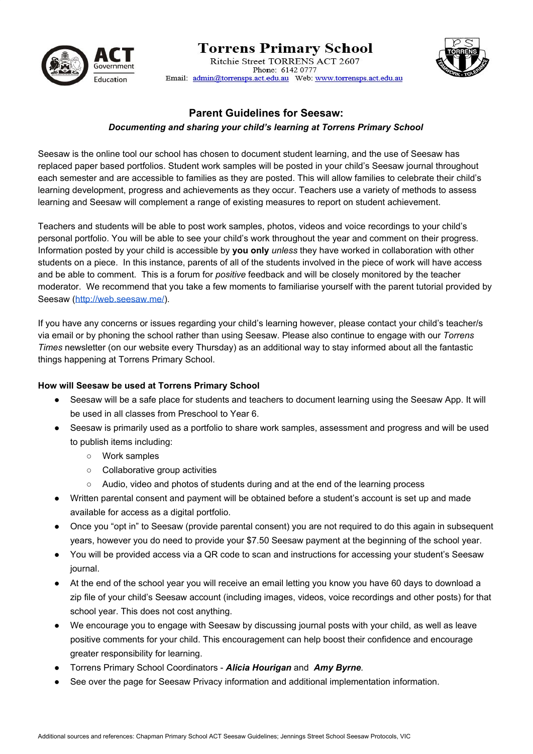# Torrens Primary School

Ritchie Street TORRENS ACT 2607
Phone: 6142 0777
Email: admin@torrensps.act.edu.au Web: www.torrensps.act.edu.au

## Parent Guidelines for Seesaw:

***Documenting and sharing your child's learning at Torrens Primary School***

Seesaw is the online tool our school has chosen to document student learning, and the use of Seesaw has replaced paper based portfolios. Student work samples will be posted in your child's Seesaw journal throughout each semester and are accessible to families as they are posted. This will allow families to celebrate their child's learning development, progress and achievements as they occur. Teachers use a variety of methods to assess learning and Seesaw will complement a range of existing measures to report on student achievement.

Teachers and students will be able to post work samples, photos, videos and voice recordings to your child's personal portfolio. You will be able to see your child's work throughout the year and comment on their progress. Information posted by your child is accessible by **you only** *unless* they have worked in collaboration with other students on a piece. In this instance, parents of all of the students involved in the piece of work will have access and be able to comment. This is a forum for *positive* feedback and will be closely monitored by the teacher moderator. We recommend that you take a few moments to familiarise yourself with the parent tutorial provided by Seesaw (http://web.seesaw.me/).

If you have any concerns or issues regarding your child's learning however, please contact your child's teacher/s via email or by phoning the school rather than using Seesaw. Please also continue to engage with our *Torrens Times* newsletter (on our website every Thursday) as an additional way to stay informed about all the fantastic things happening at Torrens Primary School.

**How will Seesaw be used at Torrens Primary School**

- Seesaw will be a safe place for students and teachers to document learning using the Seesaw App. It will be used in all classes from Preschool to Year 6.
- Seesaw is primarily used as a portfolio to share work samples, assessment and progress and will be used to publish items including:
  - Work samples
  - Collaborative group activities
  - Audio, video and photos of students during and at the end of the learning process
- Written parental consent and payment will be obtained before a student's account is set up and made available for access as a digital portfolio.
- Once you "opt in" to Seesaw (provide parental consent) you are not required to do this again in subsequent years, however you do need to provide your $7.50 Seesaw payment at the beginning of the school year.
- You will be provided access via a QR code to scan and instructions for accessing your student's Seesaw journal.
- At the end of the school year you will receive an email letting you know you have 60 days to download a zip file of your child's Seesaw account (including images, videos, voice recordings and other posts) for that school year. This does not cost anything.
- We encourage you to engage with Seesaw by discussing journal posts with your child, as well as leave positive comments for your child. This encouragement can help boost their confidence and encourage greater responsibility for learning.
- Torrens Primary School Coordinators - ***Alicia Hourigan*** and ***Amy Byrne***.
- See over the page for Seesaw Privacy information and additional implementation information.

Additional sources and references: Chapman Primary School ACT Seesaw Guidelines; Jennings Street School Seesaw Protocols, VIC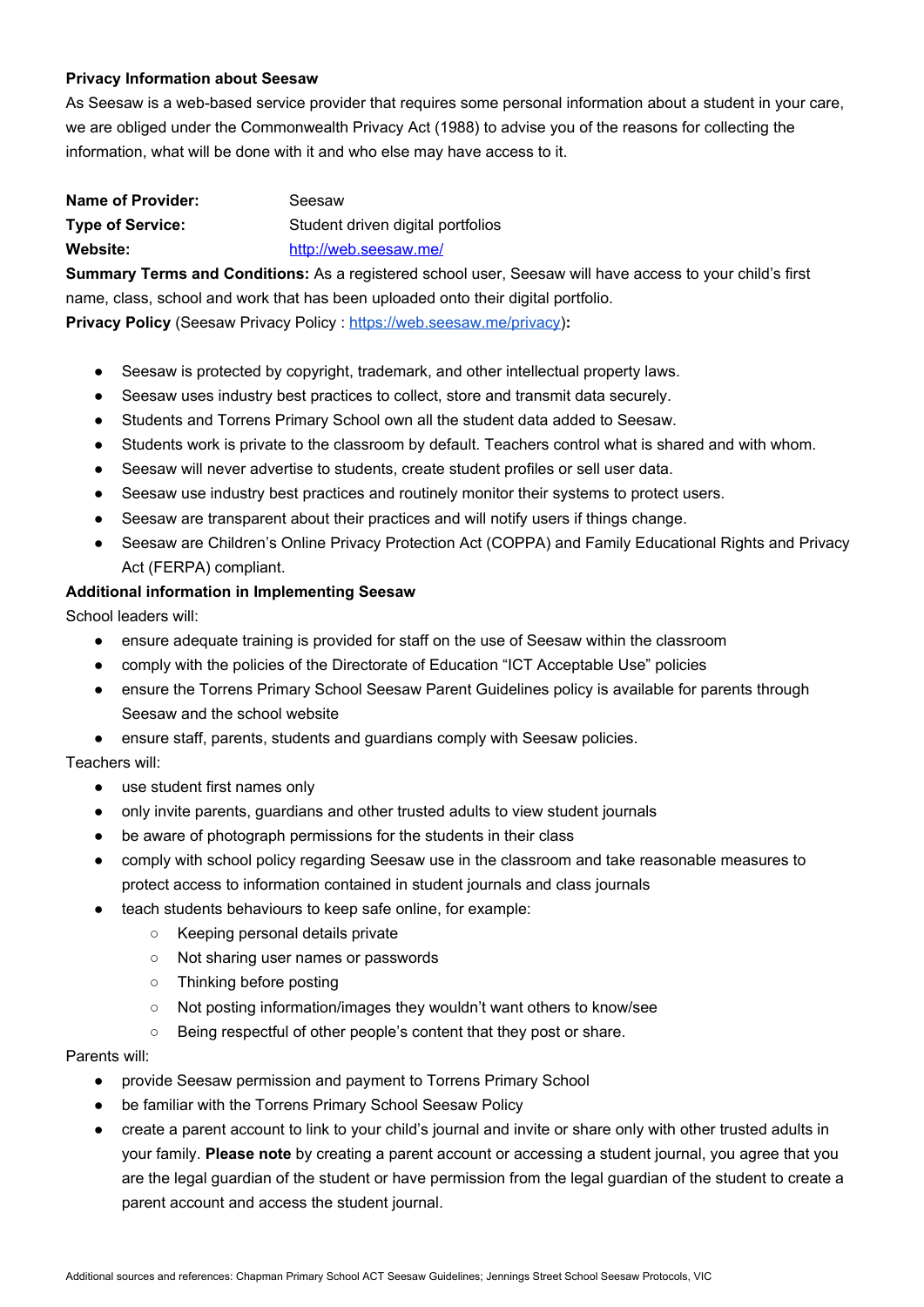**Privacy Information about Seesaw**

As Seesaw is a web-based service provider that requires some personal information about a student in your care, we are obliged under the Commonwealth Privacy Act (1988) to advise you of the reasons for collecting the information, what will be done with it and who else may have access to it.

**Name of Provider:** Seesaw
**Type of Service:** Student driven digital portfolios
**Website:** [http://web.seesaw.me/](http://web.seesaw.me/)

**Summary Terms and Conditions:** As a registered school user, Seesaw will have access to your child's first name, class, school and work that has been uploaded onto their digital portfolio.

**Privacy Policy** (Seesaw Privacy Policy : [https://web.seesaw.me/privacy](https://web.seesaw.me/privacy))**:**

- Seesaw is protected by copyright, trademark, and other intellectual property laws.
- Seesaw uses industry best practices to collect, store and transmit data securely.
- Students and Torrens Primary School own all the student data added to Seesaw.
- Students work is private to the classroom by default. Teachers control what is shared and with whom.
- Seesaw will never advertise to students, create student profiles or sell user data.
- Seesaw use industry best practices and routinely monitor their systems to protect users.
- Seesaw are transparent about their practices and will notify users if things change.
- Seesaw are Children's Online Privacy Protection Act (COPPA) and Family Educational Rights and Privacy Act (FERPA) compliant.

**Additional information in Implementing Seesaw**

School leaders will:

- ensure adequate training is provided for staff on the use of Seesaw within the classroom
- comply with the policies of the Directorate of Education "ICT Acceptable Use" policies
- ensure the Torrens Primary School Seesaw Parent Guidelines policy is available for parents through Seesaw and the school website
- ensure staff, parents, students and guardians comply with Seesaw policies.

Teachers will:

- use student first names only
- only invite parents, guardians and other trusted adults to view student journals
- be aware of photograph permissions for the students in their class
- comply with school policy regarding Seesaw use in the classroom and take reasonable measures to protect access to information contained in student journals and class journals
- teach students behaviours to keep safe online, for example:
  - Keeping personal details private
  - Not sharing user names or passwords
  - Thinking before posting
  - Not posting information/images they wouldn't want others to know/see
  - Being respectful of other people's content that they post or share.

Parents will:

- provide Seesaw permission and payment to Torrens Primary School
- be familiar with the Torrens Primary School Seesaw Policy
- create a parent account to link to your child's journal and invite or share only with other trusted adults in your family. **Please note** by creating a parent account or accessing a student journal, you agree that you are the legal guardian of the student or have permission from the legal guardian of the student to create a parent account and access the student journal.

Additional sources and references: Chapman Primary School ACT Seesaw Guidelines; Jennings Street School Seesaw Protocols, VIC